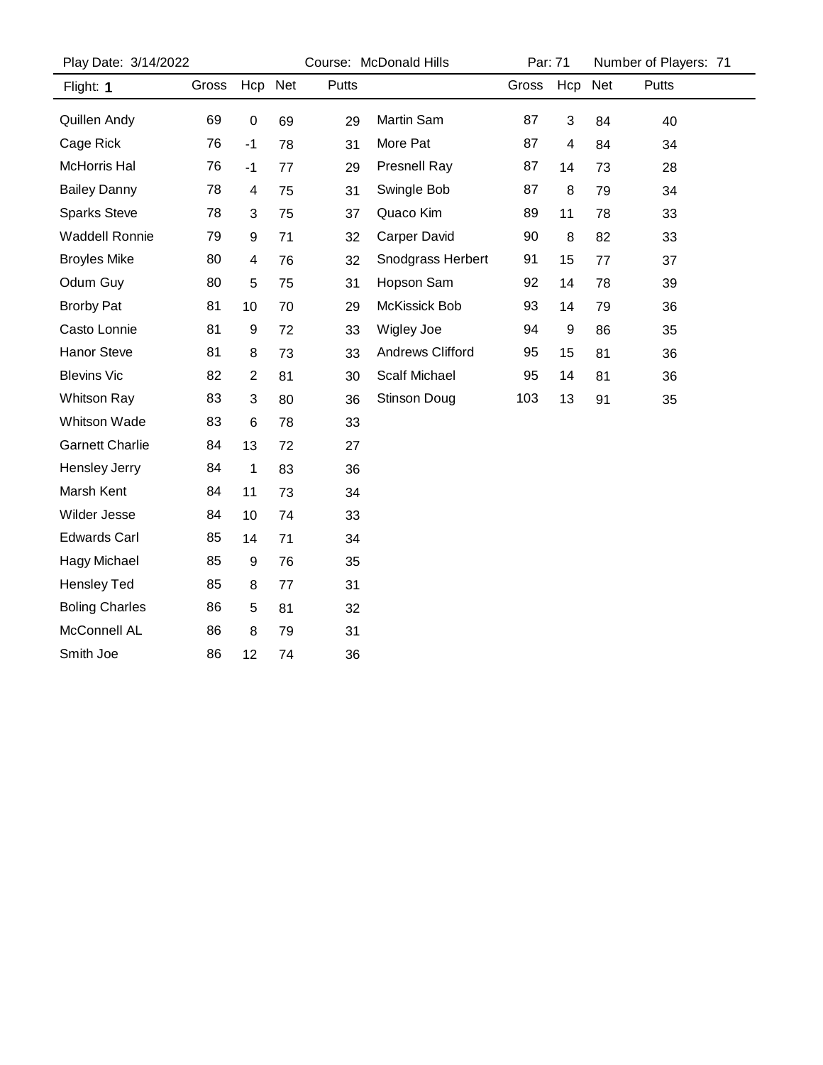Play Date: 3/14/2022 Course: McDonald Hills Par: 71 Number of Players: 71

Flight: **1**

| Name | Gross | Hcp | Net | Putts |
|---|---|---|---|---|
| Quillen Andy | 69 | 0 | 69 | 29 |
| Cage Rick | 76 | -1 | 78 | 31 |
| McHorris Hal | 76 | -1 | 77 | 29 |
| Bailey Danny | 78 | 4 | 75 | 31 |
| Sparks Steve | 78 | 3 | 75 | 37 |
| Waddell Ronnie | 79 | 9 | 71 | 32 |
| Broyles Mike | 80 | 4 | 76 | 32 |
| Odum Guy | 80 | 5 | 75 | 31 |
| Brorby Pat | 81 | 10 | 70 | 29 |
| Casto Lonnie | 81 | 9 | 72 | 33 |
| Hanor Steve | 81 | 8 | 73 | 33 |
| Blevins Vic | 82 | 2 | 81 | 30 |
| Whitson Ray | 83 | 3 | 80 | 36 |
| Whitson Wade | 83 | 6 | 78 | 33 |
| Garnett Charlie | 84 | 13 | 72 | 27 |
| Hensley Jerry | 84 | 1 | 83 | 36 |
| Marsh Kent | 84 | 11 | 73 | 34 |
| Wilder Jesse | 84 | 10 | 74 | 33 |
| Edwards Carl | 85 | 14 | 71 | 34 |
| Hagy Michael | 85 | 9 | 76 | 35 |
| Hensley Ted | 85 | 8 | 77 | 31 |
| Boling Charles | 86 | 5 | 81 | 32 |
| McConnell AL | 86 | 8 | 79 | 31 |
| Smith Joe | 86 | 12 | 74 | 36 |
| Martin Sam | 87 | 3 | 84 | 40 |
| More Pat | 87 | 4 | 84 | 34 |
| Presnell Ray | 87 | 14 | 73 | 28 |
| Swingle Bob | 87 | 8 | 79 | 34 |
| Quaco Kim | 89 | 11 | 78 | 33 |
| Carper David | 90 | 8 | 82 | 33 |
| Snodgrass Herbert | 91 | 15 | 77 | 37 |
| Hopson Sam | 92 | 14 | 78 | 39 |
| McKissick Bob | 93 | 14 | 79 | 36 |
| Wigley Joe | 94 | 9 | 86 | 35 |
| Andrews Clifford | 95 | 15 | 81 | 36 |
| Scalf Michael | 95 | 14 | 81 | 36 |
| Stinson Doug | 103 | 13 | 91 | 35 |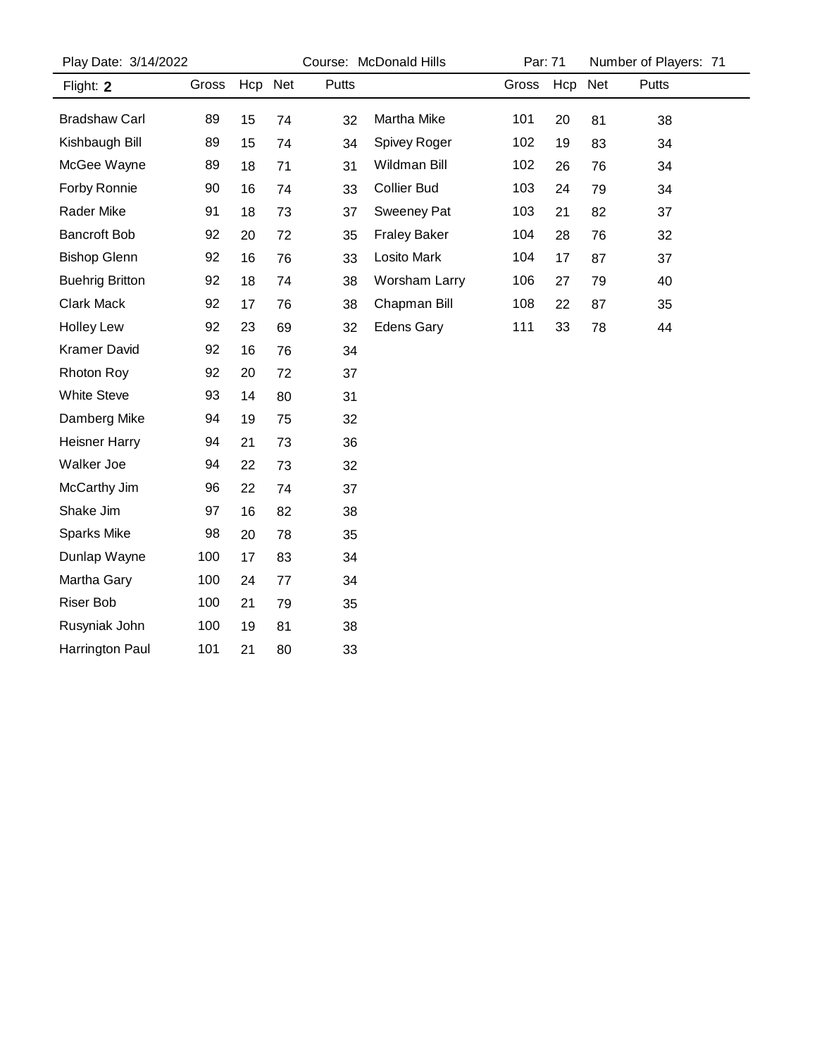Play Date: 3/14/2022 Course: McDonald Hills Par: 71 Number of Players: 71

| Flight: **2** | Gross | Hcp | Net | Putts |
|---|---|---|---|---|
| Bradshaw Carl | 89 | 15 | 74 | 32 |
| Kishbaugh Bill | 89 | 15 | 74 | 34 |
| McGee Wayne | 89 | 18 | 71 | 31 |
| Forby Ronnie | 90 | 16 | 74 | 33 |
| Rader Mike | 91 | 18 | 73 | 37 |
| Bancroft Bob | 92 | 20 | 72 | 35 |
| Bishop Glenn | 92 | 16 | 76 | 33 |
| Buehrig Britton | 92 | 18 | 74 | 38 |
| Clark Mack | 92 | 17 | 76 | 38 |
| Holley Lew | 92 | 23 | 69 | 32 |
| Kramer David | 92 | 16 | 76 | 34 |
| Rhoton Roy | 92 | 20 | 72 | 37 |
| White Steve | 93 | 14 | 80 | 31 |
| Damberg Mike | 94 | 19 | 75 | 32 |
| Heisner Harry | 94 | 21 | 73 | 36 |
| Walker Joe | 94 | 22 | 73 | 32 |
| McCarthy Jim | 96 | 22 | 74 | 37 |
| Shake Jim | 97 | 16 | 82 | 38 |
| Sparks Mike | 98 | 20 | 78 | 35 |
| Dunlap Wayne | 100 | 17 | 83 | 34 |
| Martha Gary | 100 | 24 | 77 | 34 |
| Riser Bob | 100 | 21 | 79 | 35 |
| Rusyniak John | 100 | 19 | 81 | 38 |
| Harrington Paul | 101 | 21 | 80 | 33 |
| Martha Mike | 101 | 20 | 81 | 38 |
| Spivey Roger | 102 | 19 | 83 | 34 |
| Wildman Bill | 102 | 26 | 76 | 34 |
| Collier Bud | 103 | 24 | 79 | 34 |
| Sweeney Pat | 103 | 21 | 82 | 37 |
| Fraley Baker | 104 | 28 | 76 | 32 |
| Losito Mark | 104 | 17 | 87 | 37 |
| Worsham Larry | 106 | 27 | 79 | 40 |
| Chapman Bill | 108 | 22 | 87 | 35 |
| Edens Gary | 111 | 33 | 78 | 44 |